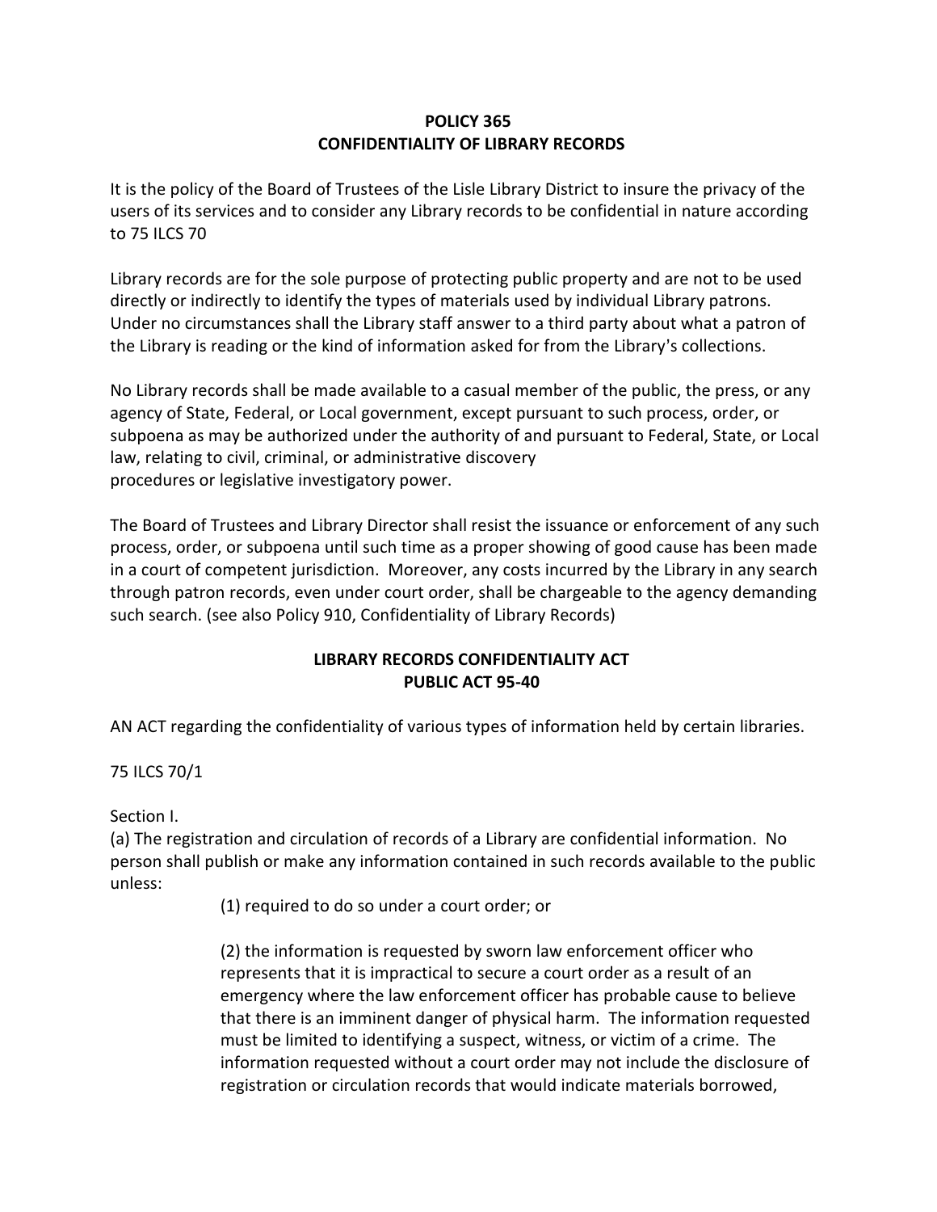# POLICY 365
# CONFIDENTIALITY OF LIBRARY RECORDS

It is the policy of the Board of Trustees of the Lisle Library District to insure the privacy of the users of its services and to consider any Library records to be confidential in nature according to 75 ILCS 70

Library records are for the sole purpose of protecting public property and are not to be used directly or indirectly to identify the types of materials used by individual Library patrons. Under no circumstances shall the Library staff answer to a third party about what a patron of the Library is reading or the kind of information asked for from the Library's collections.

No Library records shall be made available to a casual member of the public, the press, or any agency of State, Federal, or Local government, except pursuant to such process, order, or subpoena as may be authorized under the authority of and pursuant to Federal, State, or Local law, relating to civil, criminal, or administrative discovery procedures or legislative investigatory power.

The Board of Trustees and Library Director shall resist the issuance or enforcement of any such process, order, or subpoena until such time as a proper showing of good cause has been made in a court of competent jurisdiction. Moreover, any costs incurred by the Library in any search through patron records, even under court order, shall be chargeable to the agency demanding such search. (see also Policy 910, Confidentiality of Library Records)

## LIBRARY RECORDS CONFIDENTIALITY ACT
## PUBLIC ACT 95-40

AN ACT regarding the confidentiality of various types of information held by certain libraries.

75 ILCS 70/1

Section I.

(a) The registration and circulation of records of a Library are confidential information. No person shall publish or make any information contained in such records available to the public unless:

> (1) required to do so under a court order; or
>
> (2) the information is requested by sworn law enforcement officer who represents that it is impractical to secure a court order as a result of an emergency where the law enforcement officer has probable cause to believe that there is an imminent danger of physical harm. The information requested must be limited to identifying a suspect, witness, or victim of a crime. The information requested without a court order may not include the disclosure of registration or circulation records that would indicate materials borrowed,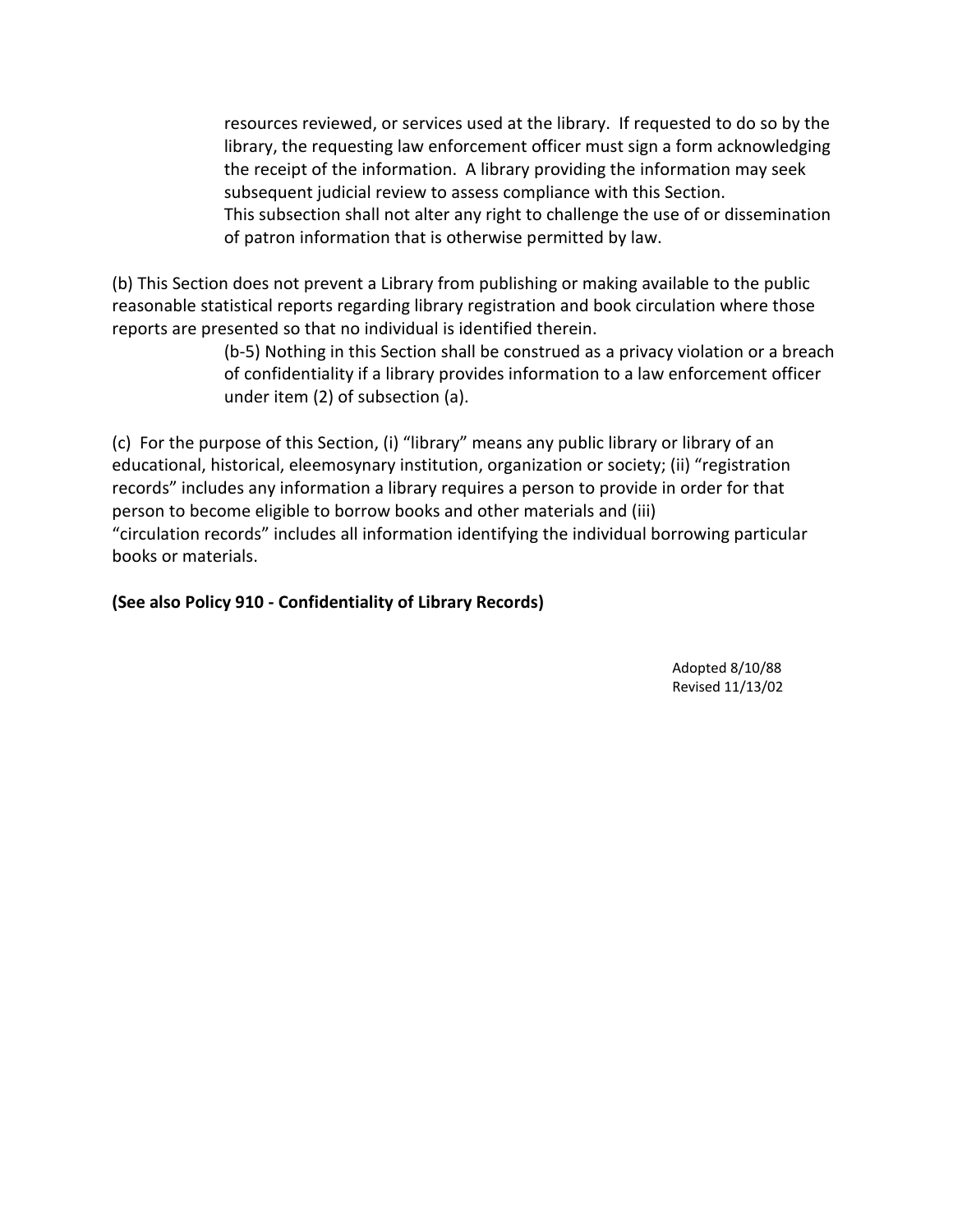resources reviewed, or services used at the library. If requested to do so by the library, the requesting law enforcement officer must sign a form acknowledging the receipt of the information. A library providing the information may seek subsequent judicial review to assess compliance with this Section. This subsection shall not alter any right to challenge the use of or dissemination of patron information that is otherwise permitted by law.

(b) This Section does not prevent a Library from publishing or making available to the public reasonable statistical reports regarding library registration and book circulation where those reports are presented so that no individual is identified therein.

(b-5) Nothing in this Section shall be construed as a privacy violation or a breach of confidentiality if a library provides information to a law enforcement officer under item (2) of subsection (a).

(c) For the purpose of this Section, (i) "library" means any public library or library of an educational, historical, eleemosynary institution, organization or society; (ii) "registration records" includes any information a library requires a person to provide in order for that person to become eligible to borrow books and other materials and (iii) "circulation records" includes all information identifying the individual borrowing particular books or materials.

**(See also Policy 910 - Confidentiality of Library Records)**

Adopted 8/10/88
Revised 11/13/02